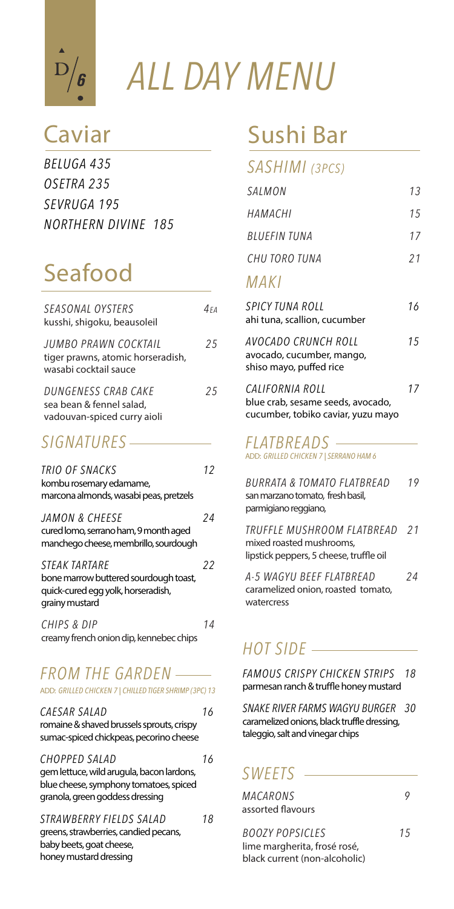D/6

# ALL DAY MENU

## Caviar

BELUGA 435
OSETRA 235
SEVRUGA 195
NORTHERN DIVINE 185

## Seafood

*SEASONAL OYSTERS* 4 EA
kusshi, shigoku, beausoleil

*JUMBO PRAWN COCKTAIL* 25
tiger prawns, atomic horseradish, wasabi cocktail sauce

*DUNGENESS CRAB CAKE* 25
sea bean & fennel salad, vadouvan-spiced curry aioli

### SIGNATURES

*TRIO OF SNACKS* 12
kombu rosemary edamame, marcona almonds, wasabi peas, pretzels

*JAMON & CHEESE* 24
cured lomo, serrano ham, 9 month aged manchego cheese, membrillo, sourdough

*STEAK TARTARE* 22
bone marrow buttered sourdough toast, quick-cured egg yolk, horseradish, grainy mustard

*CHIPS & DIP* 14
creamy french onion dip, kennebec chips

### FROM THE GARDEN

ADD: *GRILLED CHICKEN 7 | CHILLED TIGER SHRIMP (3PC) 13*

*CAESAR SALAD* 16
romaine & shaved brussels sprouts, crispy sumac-spiced chickpeas, pecorino cheese

*CHOPPED SALAD* 16
gem lettuce, wild arugula, bacon lardons, blue cheese, symphony tomatoes, spiced granola, green goddess dressing

*STRAWBERRY FIELDS SALAD* 18
greens, strawberries, candied pecans, baby beets, goat cheese, honey mustard dressing

## Sushi Bar

### SASHIMI (3PCS)

| | |
|---|---|
| SALMON | 13 |
| HAMACHI | 15 |
| BLUEFIN TUNA | 17 |
| CHU TORO TUNA | 21 |

### MAKI

*SPICY TUNA ROLL* 16
ahi tuna, scallion, cucumber

*AVOCADO CRUNCH ROLL* 15
avocado, cucumber, mango, shiso mayo, puffed rice

*CALIFORNIA ROLL* 17
blue crab, sesame seeds, avocado, cucumber, tobiko caviar, yuzu mayo

### FLATBREADS

ADD: *GRILLED CHICKEN 7 | SERRANO HAM 6*

*BURRATA & TOMATO FLATBREAD* 19
san marzano tomato, fresh basil, parmigiano reggiano,

*TRUFFLE MUSHROOM FLATBREAD* 21
mixed roasted mushrooms, lipstick peppers, 5 cheese, truffle oil

*A-5 WAGYU BEEF FLATBREAD* 24
caramelized onion, roasted tomato, watercress

### HOT SIDE

*FAMOUS CRISPY CHICKEN STRIPS* 18
parmesan ranch & truffle honey mustard

*SNAKE RIVER FARMS WAGYU BURGER* 30
caramelized onions, black truffle dressing, taleggio, salt and vinegar chips

### SWEETS

*MACARONS* 9
assorted flavours

*BOOZY POPSICLES* 15
lime margherita, frosé rosé, black current (non-alcoholic)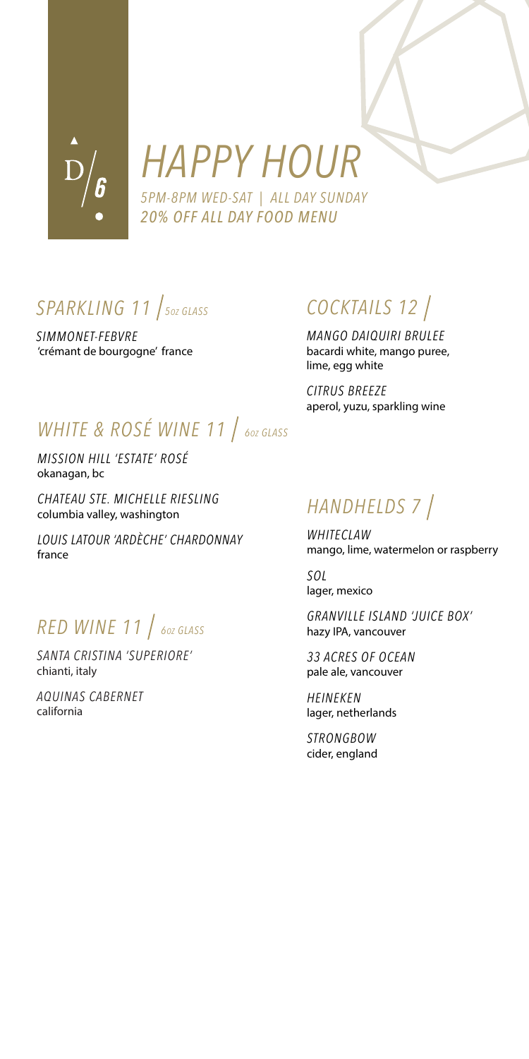# HAPPY HOUR

*5PM-8PM WED-SAT | ALL DAY SUNDAY*
*20% OFF ALL DAY FOOD MENU*

## SPARKLING 11 | 5oz GLASS

*SIMMONET-FEBVRE*
'crémant de bourgogne' france

## WHITE & ROSÉ WINE 11 | 6oz GLASS

*MISSION HILL 'ESTATE' ROSÉ*
okanagan, bc

*CHATEAU STE. MICHELLE RIESLING*
columbia valley, washington

*LOUIS LATOUR 'ARDÈCHE' CHARDONNAY*
france

## RED WINE 11 | 6oz GLASS

*SANTA CRISTINA 'SUPERIORE'*
chianti, italy

*AQUINAS CABERNET*
california

## COCKTAILS 12 |

*MANGO DAIQUIRI BRULEE*
bacardi white, mango puree, lime, egg white

*CITRUS BREEZE*
aperol, yuzu, sparkling wine

## HANDHELDS 7 |

*WHITECLAW*
mango, lime, watermelon or raspberry

*SOL*
lager, mexico

*GRANVILLE ISLAND 'JUICE BOX'*
hazy IPA, vancouver

*33 ACRES OF OCEAN*
pale ale, vancouver

*HEINEKEN*
lager, netherlands

*STRONGBOW*
cider, england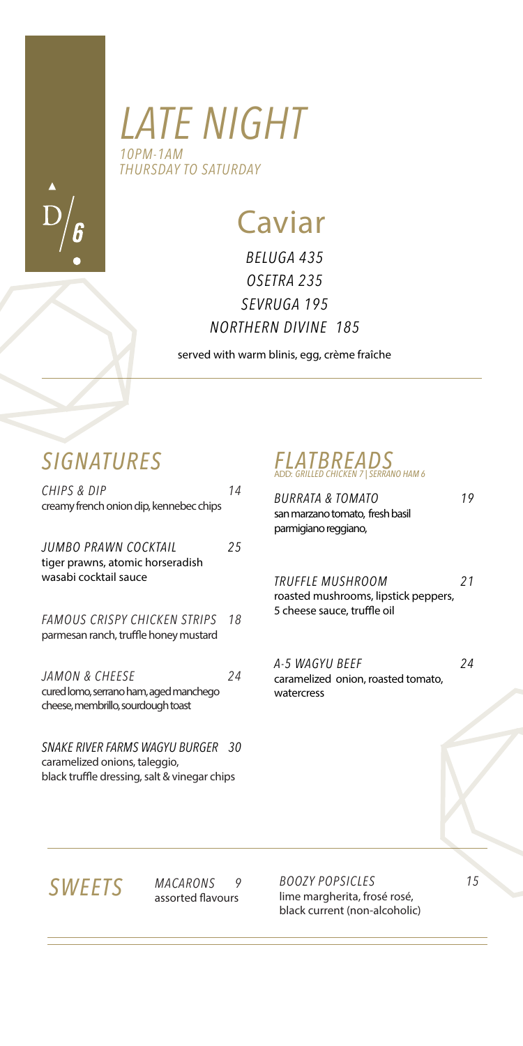# LATE NIGHT

*10PM-1AM*
*THURSDAY TO SATURDAY*

D/6

## Caviar

*BELUGA 435*
*OSETRA 235*
*SEVRUGA 195*
*NORTHERN DIVINE 185*

served with warm blinis, egg, crème fraîche

## SIGNATURES

*CHIPS & DIP* 14
creamy french onion dip, kennebec chips

*JUMBO PRAWN COCKTAIL* 25
tiger prawns, atomic horseradish wasabi cocktail sauce

*FAMOUS CRISPY CHICKEN STRIPS* 18
parmesan ranch, truffle honey mustard

*JAMON & CHEESE* 24
cured lomo, serrano ham, aged manchego cheese, membrillo, sourdough toast

*SNAKE RIVER FARMS WAGYU BURGER* 30
caramelized onions, taleggio, black truffle dressing, salt & vinegar chips

## FLATBREADS

ADD: *GRILLED CHICKEN 7 | SERRANO HAM 6*

*BURRATA & TOMATO* 19
san marzano tomato, fresh basil parmigiano reggiano,

*TRUFFLE MUSHROOM* 21
roasted mushrooms, lipstick peppers, 5 cheese sauce, truffle oil

*A-5 WAGYU BEEF* 24
caramelized onion, roasted tomato, watercress

## SWEETS

*MACARONS* 9
assorted flavours

*BOOZY POPSICLES* 15
lime margherita, frosé rosé, black current (non-alcoholic)